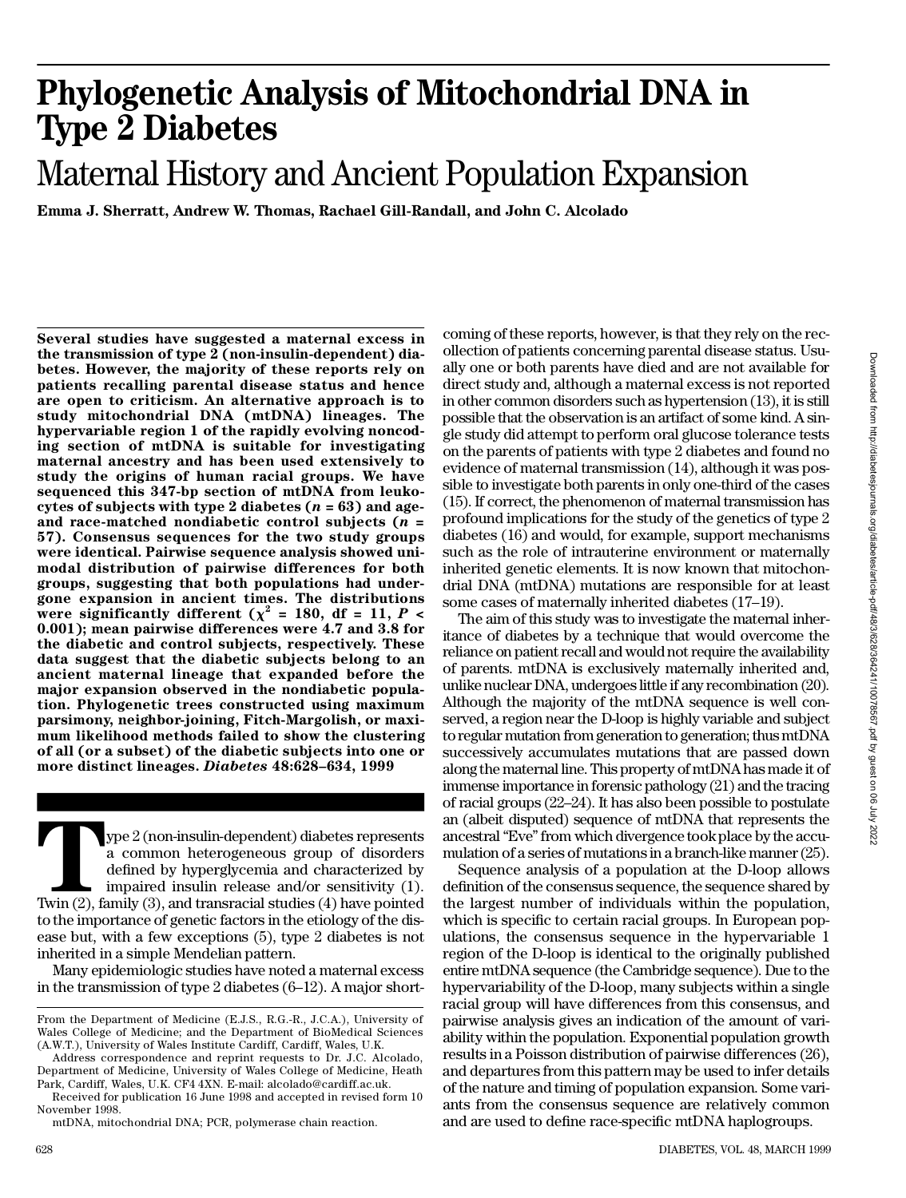# Phylogenetic Analysis of Mitochondrial DNA in Type 2 Diabetes

## Maternal History and Ancient Population Expansion

**Emma J. Sherratt, Andrew W. Thomas, Rachael Gill-Randall, and John C. Alcolado**

**Several studies have suggested a maternal excess in the transmission of type 2 (non-insulin-dependent) diabetes. However, the majority of these reports rely on patients recalling parental disease status and hence are open to criticism. An alternative approach is to study mitochondrial DNA (mtDNA) lineages. The hypervariable region 1 of the rapidly evolving noncoding section of mtDNA is suitable for investigating maternal ancestry and has been used extensively to study the origins of human racial groups. We have sequenced this 347-bp section of mtDNA from leukocytes of subjects with type 2 diabetes ($n = 63$) and age- and race-matched nondiabetic control subjects ($n = 57$). Consensus sequences for the two study groups were identical. Pairwise sequence analysis showed unimodal distribution of pairwise differences for both groups, suggesting that both populations had undergone expansion in ancient times. The distributions were significantly different ($\chi^2 = 180$, df = 11, $P < 0.001$); mean pairwise differences were 4.7 and 3.8 for the diabetic and control subjects, respectively. These data suggest that the diabetic subjects belong to an ancient maternal lineage that expanded before the major expansion observed in the nondiabetic population. Phylogenetic trees constructed using maximum parsimony, neighbor-joining, Fitch-Margolish, or maximum likelihood methods failed to show the clustering of all (or a subset) of the diabetic subjects into one or more distinct lineages. *Diabetes* 48:628–634, 1999**

Type 2 (non-insulin-dependent) diabetes represents a common heterogeneous group of disorders defined by hyperglycemia and characterized by impaired insulin release and/or sensitivity (1). Twin (2), family (3), and transracial studies (4) have pointed to the importance of genetic factors in the etiology of the disease but, with a few exceptions (5), type 2 diabetes is not inherited in a simple Mendelian pattern.

Many epidemiologic studies have noted a maternal excess in the transmission of type 2 diabetes (6–12). A major shortcoming of these reports, however, is that they rely on the recollection of patients concerning parental disease status. Usually one or both parents have died and are not available for direct study and, although a maternal excess is not reported in other common disorders such as hypertension (13), it is still possible that the observation is an artifact of some kind. A single study did attempt to perform oral glucose tolerance tests on the parents of patients with type 2 diabetes and found no evidence of maternal transmission (14), although it was possible to investigate both parents in only one-third of the cases (15). If correct, the phenomenon of maternal transmission has profound implications for the study of the genetics of type 2 diabetes (16) and would, for example, support mechanisms such as the role of intrauterine environment or maternally inherited genetic elements. It is now known that mitochondrial DNA (mtDNA) mutations are responsible for at least some cases of maternally inherited diabetes (17–19).

The aim of this study was to investigate the maternal inheritance of diabetes by a technique that would overcome the reliance on patient recall and would not require the availability of parents. mtDNA is exclusively maternally inherited and, unlike nuclear DNA, undergoes little if any recombination (20). Although the majority of the mtDNA sequence is well conserved, a region near the D-loop is highly variable and subject to regular mutation from generation to generation; thus mtDNA successively accumulates mutations that are passed down along the maternal line. This property of mtDNA has made it of immense importance in forensic pathology (21) and the tracing of racial groups (22–24). It has also been possible to postulate an (albeit disputed) sequence of mtDNA that represents the ancestral "Eve" from which divergence took place by the accumulation of a series of mutations in a branch-like manner (25).

Sequence analysis of a population at the D-loop allows definition of the consensus sequence, the sequence shared by the largest number of individuals within the population, which is specific to certain racial groups. In European populations, the consensus sequence in the hypervariable 1 region of the D-loop is identical to the originally published entire mtDNA sequence (the Cambridge sequence). Due to the hypervariability of the D-loop, many subjects within a single racial group will have differences from this consensus, and pairwise analysis gives an indication of the amount of variability within the population. Exponential population growth results in a Poisson distribution of pairwise differences (26), and departures from this pattern may be used to infer details of the nature and timing of population expansion. Some variants from the consensus sequence are relatively common and are used to define race-specific mtDNA haplogroups.

From the Department of Medicine (E.J.S., R.G.-R., J.C.A.), University of Wales College of Medicine; and the Department of BioMedical Sciences (A.W.T.), University of Wales Institute Cardiff, Cardiff, Wales, U.K.

Address correspondence and reprint requests to Dr. J.C. Alcolado, Department of Medicine, University of Wales College of Medicine, Heath Park, Cardiff, Wales, U.K. CF4 4XN. E-mail: alcolado@cardiff.ac.uk.

Received for publication 16 June 1998 and accepted in revised form 10 November 1998.

mtDNA, mitochondrial DNA; PCR, polymerase chain reaction.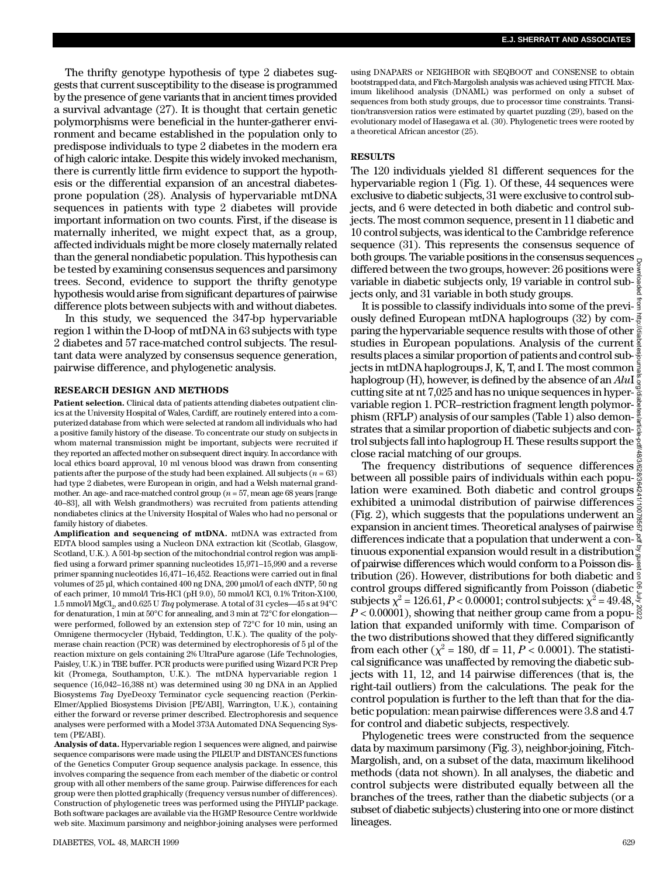The thrifty genotype hypothesis of type 2 diabetes suggests that current susceptibility to the disease is programmed by the presence of gene variants that in ancient times provided a survival advantage (27). It is thought that certain genetic polymorphisms were beneficial in the hunter-gatherer environment and became established in the population only to predispose individuals to type 2 diabetes in the modern era of high caloric intake. Despite this widely invoked mechanism, there is currently little firm evidence to support the hypothesis or the differential expansion of an ancestral diabetes-prone population (28). Analysis of hypervariable mtDNA sequences in patients with type 2 diabetes will provide important information on two counts. First, if the disease is maternally inherited, we might expect that, as a group, affected individuals might be more closely maternally related than the general nondiabetic population. This hypothesis can be tested by examining consensus sequences and parsimony trees. Second, evidence to support the thrifty genotype hypothesis would arise from significant departures of pairwise difference plots between subjects with and without diabetes.

In this study, we sequenced the 347-bp hypervariable region 1 within the D-loop of mtDNA in 63 subjects with type 2 diabetes and 57 race-matched control subjects. The resultant data were analyzed by consensus sequence generation, pairwise difference, and phylogenetic analysis.

## RESEARCH DESIGN AND METHODS

**Patient selection.** Clinical data of patients attending diabetes outpatient clinics at the University Hospital of Wales, Cardiff, are routinely entered into a computerized database from which were selected at random all individuals who had a positive family history of the disease. To concentrate our study on subjects in whom maternal transmission might be important, subjects were recruited if they reported an affected mother on subsequent direct inquiry. In accordance with local ethics board approval, 10 ml venous blood was drawn from consenting patients after the purpose of the study had been explained. All subjects ($n = 63$) had type 2 diabetes, were European in origin, and had a Welsh maternal grandmother. An age- and race-matched control group ($n = 57$, mean age 68 years [range 40–83], all with Welsh grandmothers) was recruited from patients attending nondiabetes clinics at the University Hospital of Wales who had no personal or family history of diabetes.

**Amplification and sequencing of mtDNA.** mtDNA was extracted from EDTA blood samples using a Nucleon DNA extraction kit (Scotlab, Glasgow, Scotland, U.K.). A 501-bp section of the mitochondrial control region was amplified using a forward primer spanning nucleotides 15,971–15,990 and a reverse primer spanning nucleotides 16,471–16,452. Reactions were carried out in final volumes of 25 µl, which contained 400 ng DNA, 200 µmol/l of each dNTP, 50 ng of each primer, 10 mmol/l Tris-HCl (pH 9.0), 50 mmol/l KCl, 0.1% Triton-X100, 1.5 mmol/l $MgCl_2$, and 0.625 U *Taq* polymerase. A total of 31 cycles—45 s at 94°C for denaturation, 1 min at 50°C for annealing, and 3 min at 72°C for elongation—were performed, followed by an extension step of 72°C for 10 min, using an Omnigene thermocycler (Hybaid, Teddington, U.K.). The quality of the polymerase chain reaction (PCR) was determined by electrophoresis of 5 µl of the reaction mixture on gels containing 2% UltraPure agarose (Life Technologies, Paisley, U.K.) in TBE buffer. PCR products were purified using Wizard PCR Prep kit (Promega, Southampton, U.K.). The mtDNA hypervariable region 1 sequence (16,042–16,388 nt) was determined using 30 ng DNA in an Applied Biosystems *Taq* DyeDeoxy Terminator cycle sequencing reaction (Perkin-Elmer/Applied Biosystems Division [PE/ABI], Warrington, U.K.), containing either the forward or reverse primer described. Electrophoresis and sequence analyses were performed with a Model 373A Automated DNA Sequencing System (PE/ABI).

**Analysis of data.** Hypervariable region 1 sequences were aligned, and pairwise sequence comparisons were made using the PILEUP and DISTANCES functions of the Genetics Computer Group sequence analysis package. In essence, this involves comparing the sequence from each member of the diabetic or control group with all other members of the same group. Pairwise differences for each group were then plotted graphically (frequency versus number of differences). Construction of phylogenetic trees was performed using the PHYLIP package. Both software packages are available via the HGMP Resource Centre worldwide web site. Maximum parsimony and neighbor-joining analyses were performed using DNAPARS or NEIGHBOR with SEQBOOT and CONSENSE to obtain bootstrapped data, and Fitch-Margolish analysis was achieved using FITCH. Maximum likelihood analysis (DNAML) was performed on only a subset of sequences from both study groups, due to processor time constraints. Transition/transversion ratios were estimated by quartet puzzling (29), based on the evolutionary model of Hasegawa et al. (30). Phylogenetic trees were rooted by a theoretical African ancestor (25).

## RESULTS

The 120 individuals yielded 81 different sequences for the hypervariable region 1 (Fig. 1). Of these, 44 sequences were exclusive to diabetic subjects, 31 were exclusive to control subjects, and 6 were detected in both diabetic and control subjects. The most common sequence, present in 11 diabetic and 10 control subjects, was identical to the Cambridge reference sequence (31). This represents the consensus sequence of both groups. The variable positions in the consensus sequences differed between the two groups, however: 26 positions were variable in diabetic subjects only, 19 variable in control subjects only, and 31 variable in both study groups.

It is possible to classify individuals into some of the previously defined European mtDNA haplogroups (32) by comparing the hypervariable sequence results with those of other studies in European populations. Analysis of the current results places a similar proportion of patients and control subjects in mtDNA haplogroups J, K, T, and I. The most common haplogroup (H), however, is defined by the absence of an *Alu*I cutting site at nt 7,025 and has no unique sequences in hypervariable region 1. PCR–restriction fragment length polymorphism (RFLP) analysis of our samples (Table 1) also demonstrates that a similar proportion of diabetic subjects and control subjects fall into haplogroup H. These results support the close racial matching of our groups.

The frequency distributions of sequence differences between all possible pairs of individuals within each population were examined. Both diabetic and control groups exhibited a unimodal distribution of pairwise differences (Fig. 2), which suggests that the populations underwent an expansion in ancient times. Theoretical analyses of pairwise differences indicate that a population that underwent a continuous exponential expansion would result in a distribution of pairwise differences which would conform to a Poisson distribution (26). However, distributions for both diabetic and control groups differed significantly from Poisson (diabetic subjects $\chi^2 = 126.61$, $P < 0.00001$; control subjects: $\chi^2 = 49.48$, $P < 0.00001$), showing that neither group came from a population that expanded uniformly with time. Comparison of the two distributions showed that they differed significantly from each other ($\chi^2 = 180$, df = 11, $P < 0.0001$). The statistical significance was unaffected by removing the diabetic subjects with 11, 12, and 14 pairwise differences (that is, the right-tail outliers) from the calculations. The peak for the control population is further to the left than that for the diabetic population: mean pairwise differences were 3.8 and 4.7 for control and diabetic subjects, respectively.

Phylogenetic trees were constructed from the sequence data by maximum parsimony (Fig. 3), neighbor-joining, Fitch-Margolish, and, on a subset of the data, maximum likelihood methods (data not shown). In all analyses, the diabetic and control subjects were distributed equally between all the branches of the trees, rather than the diabetic subjects (or a subset of diabetic subjects) clustering into one or more distinct lineages.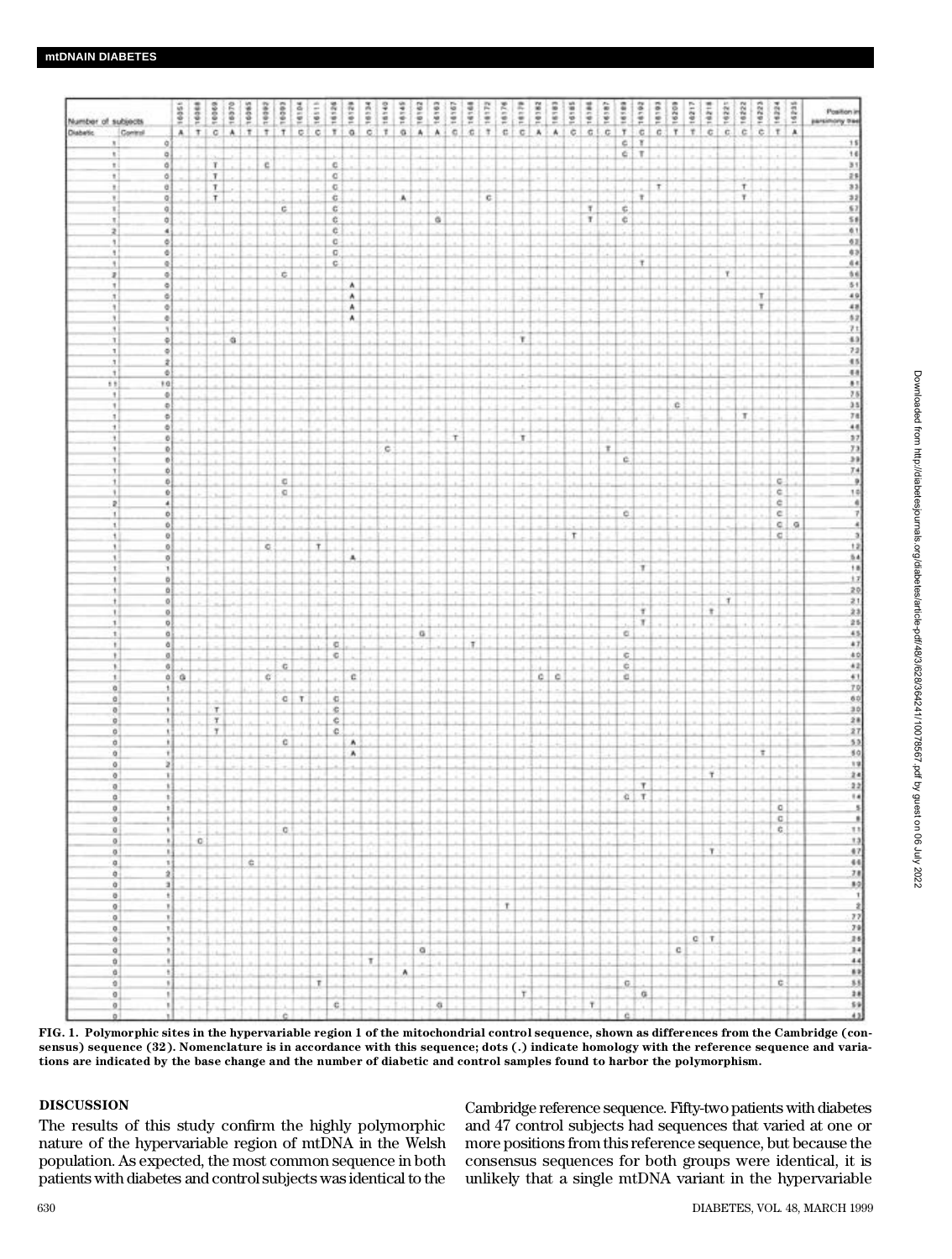**FIG. 1. Polymorphic sites in the hypervariable region 1 of the mitochondrial control sequence, shown as differences from the Cambridge (consensus) sequence (32). Nomenclature is in accordance with this sequence; dots (.) indicate homology with the reference sequence and variations are indicated by the base change and the number of diabetic and control samples found to harbor the polymorphism.**

## DISCUSSION

The results of this study confirm the highly polymorphic nature of the hypervariable region of mtDNA in the Welsh population. As expected, the most common sequence in both patients with diabetes and control subjects was identical to the Cambridge reference sequence. Fifty-two patients with diabetes and 47 control subjects had sequences that varied at one or more positions from this reference sequence, but because the consensus sequences for both groups were identical, it is unlikely that a single mtDNA variant in the hypervariable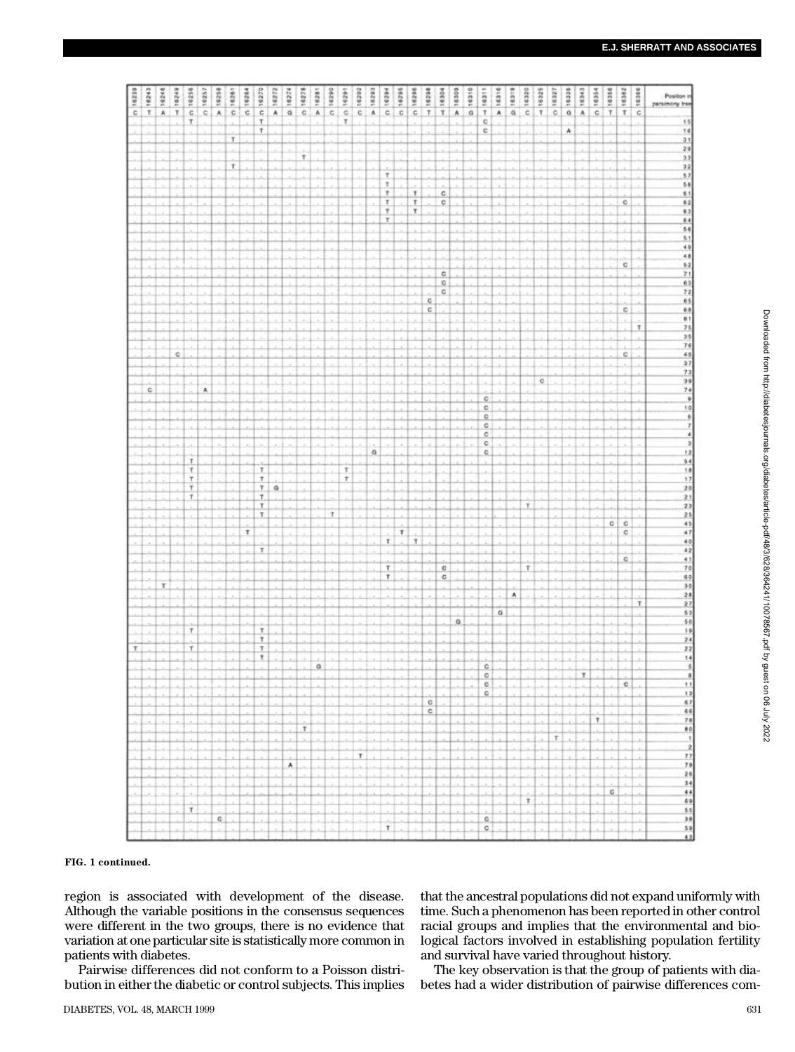**FIG. 1 continued.**

region is associated with development of the disease. Although the variable positions in the consensus sequences were different in the two groups, there is no evidence that variation at one particular site is statistically more common in patients with diabetes.

Pairwise differences did not conform to a Poisson distribution in either the diabetic or control subjects. This implies that the ancestral populations did not expand uniformly with time. Such a phenomenon has been reported in other control racial groups and implies that the environmental and biological factors involved in establishing population fertility and survival have varied throughout history.

The key observation is that the group of patients with diabetes had a wider distribution of pairwise differences com-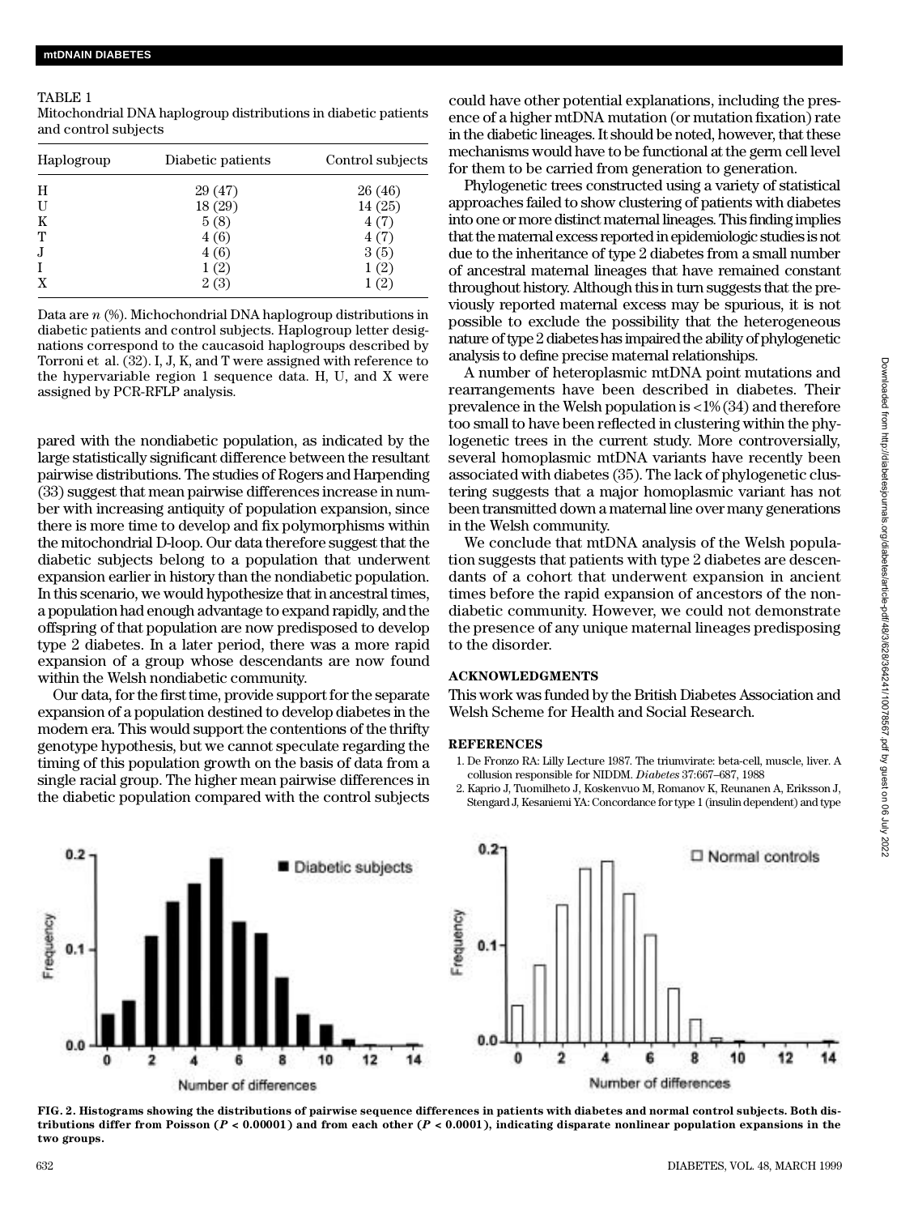TABLE 1
Mitochondrial DNA haplogroup distributions in diabetic patients and control subjects

| Haplogroup | Diabetic patients | Control subjects |
|---|---|---|
| H | 29 (47) | 26 (46) |
| U | 18 (29) | 14 (25) |
| K | 5 (8) | 4 (7) |
| T | 4 (6) | 4 (7) |
| J | 4 (6) | 3 (5) |
| I | 1 (2) | 1 (2) |
| X | 2 (3) | 1 (2) |

Data are *n* (%). Michochondrial DNA haplogroup distributions in diabetic patients and control subjects. Haplogroup letter designations correspond to the caucasoid haplogroups described by Torroni et al. (32). I, J, K, and T were assigned with reference to the hypervariable region 1 sequence data. H, U, and X were assigned by PCR-RFLP analysis.

pared with the nondiabetic population, as indicated by the large statistically significant difference between the resultant pairwise distributions. The studies of Rogers and Harpending (33) suggest that mean pairwise differences increase in number with increasing antiquity of population expansion, since there is more time to develop and fix polymorphisms within the mitochondrial D-loop. Our data therefore suggest that the diabetic subjects belong to a population that underwent expansion earlier in history than the nondiabetic population. In this scenario, we would hypothesize that in ancestral times, a population had enough advantage to expand rapidly, and the offspring of that population are now predisposed to develop type 2 diabetes. In a later period, there was a more rapid expansion of a group whose descendants are now found within the Welsh nondiabetic community.

Our data, for the first time, provide support for the separate expansion of a population destined to develop diabetes in the modern era. This would support the contentions of the thrifty genotype hypothesis, but we cannot speculate regarding the timing of this population growth on the basis of data from a single racial group. The higher mean pairwise differences in the diabetic population compared with the control subjects could have other potential explanations, including the presence of a higher mtDNA mutation (or mutation fixation) rate in the diabetic lineages. It should be noted, however, that these mechanisms would have to be functional at the germ cell level for them to be carried from generation to generation.

Phylogenetic trees constructed using a variety of statistical approaches failed to show clustering of patients with diabetes into one or more distinct maternal lineages. This finding implies that the maternal excess reported in epidemiologic studies is not due to the inheritance of type 2 diabetes from a small number of ancestral maternal lineages that have remained constant throughout history. Although this in turn suggests that the previously reported maternal excess may be spurious, it is not possible to exclude the possibility that the heterogeneous nature of type 2 diabetes has impaired the ability of phylogenetic analysis to define precise maternal relationships.

A number of heteroplasmic mtDNA point mutations and rearrangements have been described in diabetes. Their prevalence in the Welsh population is <1% (34) and therefore too small to have been reflected in clustering within the phylogenetic trees in the current study. More controversially, several homoplasmic mtDNA variants have recently been associated with diabetes (35). The lack of phylogenetic clustering suggests that a major homoplasmic variant has not been transmitted down a maternal line over many generations in the Welsh community.

We conclude that mtDNA analysis of the Welsh population suggests that patients with type 2 diabetes are descendants of a cohort that underwent expansion in ancient times before the rapid expansion of ancestors of the nondiabetic community. However, we could not demonstrate the presence of any unique maternal lineages predisposing to the disorder.

## ACKNOWLEDGMENTS

This work was funded by the British Diabetes Association and Welsh Scheme for Health and Social Research.

## REFERENCES

1. De Fronzo RA: Lilly Lecture 1987. The triumvirate: beta-cell, muscle, liver. A collusion responsible for NIDDM. *Diabetes* 37:667–687, 1988
2. Kaprio J, Tuomilheto J, Koskenvuo M, Romanov K, Reunanen A, Eriksson J, Stengard J, Kesaniemi YA: Concordance for type 1 (insulin dependent) and type

0.2
0.1
0.0
Frequency
■ Diabetic subjects
0 2 4 6 8 10 12 14
Number of differences

0.2
0.1
0.0
Frequency
□ Normal controls
0 2 4 6 8 10 12 14
Number of differences

**FIG. 2. Histograms showing the distributions of pairwise sequence differences in patients with diabetes and normal control subjects. Both distributions differ from Poisson ($P < 0.00001$) and from each other ($P < 0.0001$), indicating disparate nonlinear population expansions in the two groups.**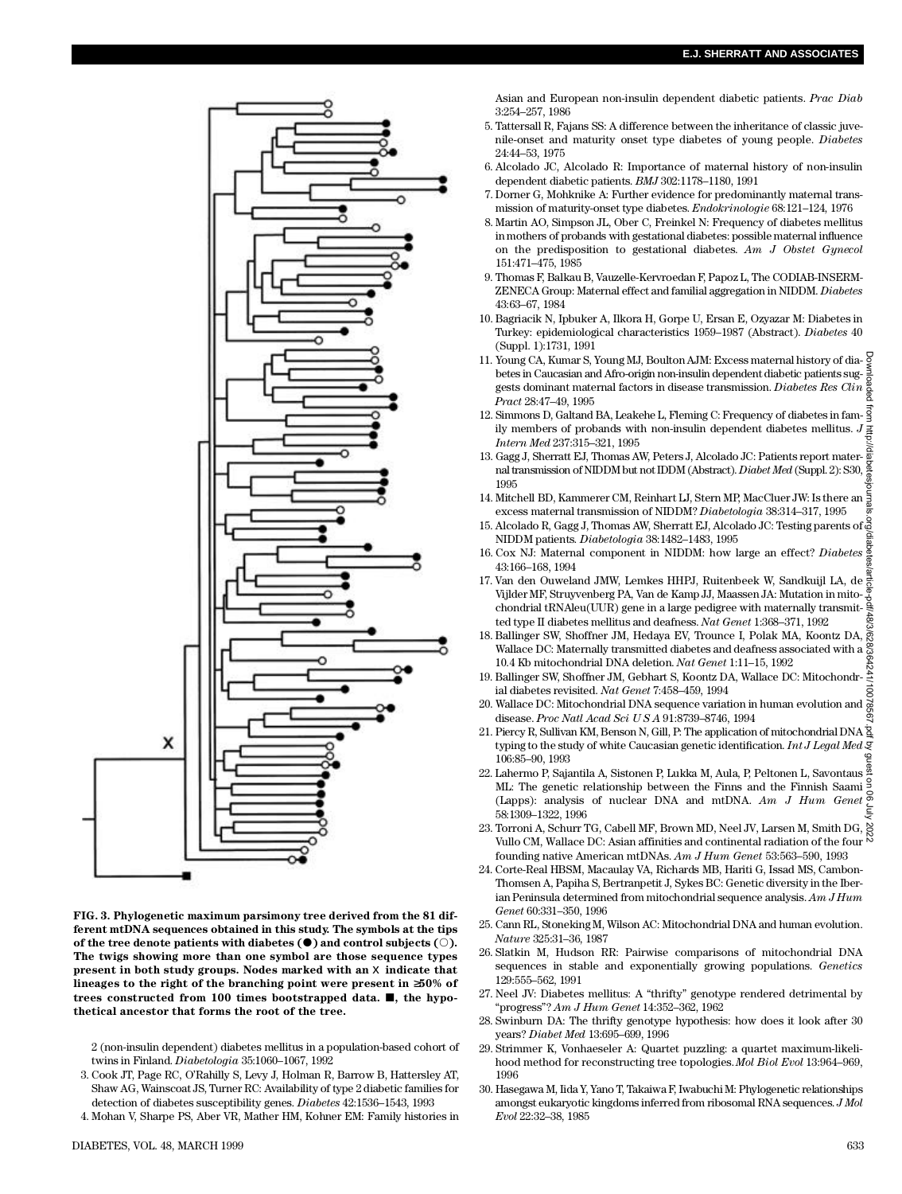**FIG. 3. Phylogenetic maximum parsimony tree derived from the 81 different mtDNA sequences obtained in this study. The symbols at the tips of the tree denote patients with diabetes (●) and control subjects (○). The twigs showing more than one symbol are those sequence types present in both study groups. Nodes marked with an X indicate that lineages to the right of the branching point were present in ≥50% of trees constructed from 100 times bootstrapped data. ■, the hypothetical ancestor that forms the root of the tree.**

2 (non-insulin dependent) diabetes mellitus in a population-based cohort of twins in Finland. *Diabetologia* 35:1060–1067, 1992
3. Cook JT, Page RC, O'Rahilly S, Levy J, Holman R, Barrow B, Hattersley AT, Shaw AG, Wainscoat JS, Turner RC: Availability of type 2 diabetic families for detection of diabetes susceptibility genes. *Diabetes* 42:1536–1543, 1993
4. Mohan V, Sharpe PS, Aber VR, Mather HM, Kohner EM: Family histories in Asian and European non-insulin dependent diabetic patients. *Prac Diab* 3:254–257, 1986
5. Tattersall R, Fajans SS: A difference between the inheritance of classic juvenile-onset and maturity onset type diabetes of young people. *Diabetes* 24:44–53, 1975
6. Alcolado JC, Alcolado R: Importance of maternal history of non-insulin dependent diabetic patients. *BMJ* 302:1178–1180, 1991
7. Dorner G, Mohknike A: Further evidence for predominantly maternal transmission of maturity-onset type diabetes. *Endokrinologie* 68:121–124, 1976
8. Martin AO, Simpson JL, Ober C, Freinkel N: Frequency of diabetes mellitus in mothers of probands with gestational diabetes: possible maternal influence on the predisposition to gestational diabetes. *Am J Obstet Gynecol* 151:471–475, 1985
9. Thomas F, Balkau B, Vauzelle-Kervroedan F, Papoz L, The CODIAB-INSERM-ZENECA Group: Maternal effect and familial aggregation in NIDDM. *Diabetes* 43:63–67, 1984
10. Bagriacik N, Ipbuker A, Ilkora H, Gorpe U, Ersan E, Ozyazar M: Diabetes in Turkey: epidemiological characteristics 1959–1987 (Abstract). *Diabetes* 40 (Suppl. 1):1731, 1991
11. Young CA, Kumar S, Young MJ, Boulton AJM: Excess maternal history of diabetes in Caucasian and Afro-origin non-insulin dependent diabetic patients suggests dominant maternal factors in disease transmission. *Diabetes Res Clin Pract* 28:47–49, 1995
12. Simmons D, Galtand BA, Leakehe L, Fleming C: Frequency of diabetes in family members of probands with non-insulin dependent diabetes mellitus. *J Intern Med* 237:315–321, 1995
13. Gagg J, Sherratt EJ, Thomas AW, Peters J, Alcolado JC: Patients report maternal transmission of NIDDM but not IDDM (Abstract). *Diabet Med* (Suppl. 2): S30, 1995
14. Mitchell BD, Kammerer CM, Reinhart LJ, Stern MP, MacCluer JW: Is there an excess maternal transmission of NIDDM? *Diabetologia* 38:314–317, 1995
15. Alcolado R, Gagg J, Thomas AW, Sherratt EJ, Alcolado JC: Testing parents of NIDDM patients. *Diabetologia* 38:1482–1483, 1995
16. Cox NJ: Maternal component in NIDDM: how large an effect? *Diabetes* 43:166–168, 1994
17. Van den Ouweland JMW, Lemkes HHPJ, Ruitenbeek W, Sandkuijl LA, de Vijlder MF, Struyvenberg PA, Van de Kamp JJ, Maassen JA: Mutation in mitochondrial tRNAleu(UUR) gene in a large pedigree with maternally transmitted type II diabetes mellitus and deafness. *Nat Genet* 1:368–371, 1992
18. Ballinger SW, Shoffner JM, Hedaya EV, Trounce I, Polak MA, Koontz DA, Wallace DC: Maternally transmitted diabetes and deafness associated with a 10.4 Kb mitochondrial DNA deletion. *Nat Genet* 1:11–15, 1992
19. Ballinger SW, Shoffner JM, Gebhart S, Koontz DA, Wallace DC: Mitochondrial diabetes revisited. *Nat Genet* 7:458–459, 1994
20. Wallace DC: Mitochondrial DNA sequence variation in human evolution and disease. *Proc Natl Acad Sci U S A* 91:8739–8746, 1994
21. Piercy R, Sullivan KM, Benson N, Gill, P: The application of mitochondrial DNA typing to the study of white Caucasian genetic identification. *Int J Legal Med* 106:85–90, 1993
22. Lahermo P, Sajantila A, Sistonen P, Lukka M, Aula, P, Peltonen L, Savontaus ML: The genetic relationship between the Finns and the Finnish Saami (Lapps): analysis of nuclear DNA and mtDNA. *Am J Hum Genet* 58:1309–1322, 1996
23. Torroni A, Schurr TG, Cabell MF, Brown MD, Neel JV, Larsen M, Smith DG, Vullo CM, Wallace DC: Asian affinities and continental radiation of the four founding native American mtDNAs. *Am J Hum Genet* 53:563–590, 1993
24. Corte-Real HBSM, Macaulay VA, Richards MB, Hariti G, Issad MS, Cambon-Thomsen A, Papiha S, Bertranpetit J, Sykes BC: Genetic diversity in the Iberian Peninsula determined from mitochondrial sequence analysis. *Am J Hum Genet* 60:331–350, 1996
25. Cann RL, Stoneking M, Wilson AC: Mitochondrial DNA and human evolution. *Nature* 325:31–36, 1987
26. Slatkin M, Hudson RR: Pairwise comparisons of mitochondrial DNA sequences in stable and exponentially growing populations. *Genetics* 129:555–562, 1991
27. Neel JV: Diabetes mellitus: A "thrifty" genotype rendered detrimental by "progress"? *Am J Hum Genet* 14:352–362, 1962
28. Swinburn DA: The thrifty genotype hypothesis: how does it look after 30 years? *Diabet Med* 13:695–699, 1996
29. Strimmer K, Vonhaeseler A: Quartet puzzling: a quartet maximum-likelihood method for reconstructing tree topologies. *Mol Biol Evol* 13:964–969, 1996
30. Hasegawa M, Iida Y, Yano T, Takaiwa F, Iwabuchi M: Phylogenetic relationships amongst eukaryotic kingdoms inferred from ribosomal RNA sequences. *J Mol Evol* 22:32–38, 1985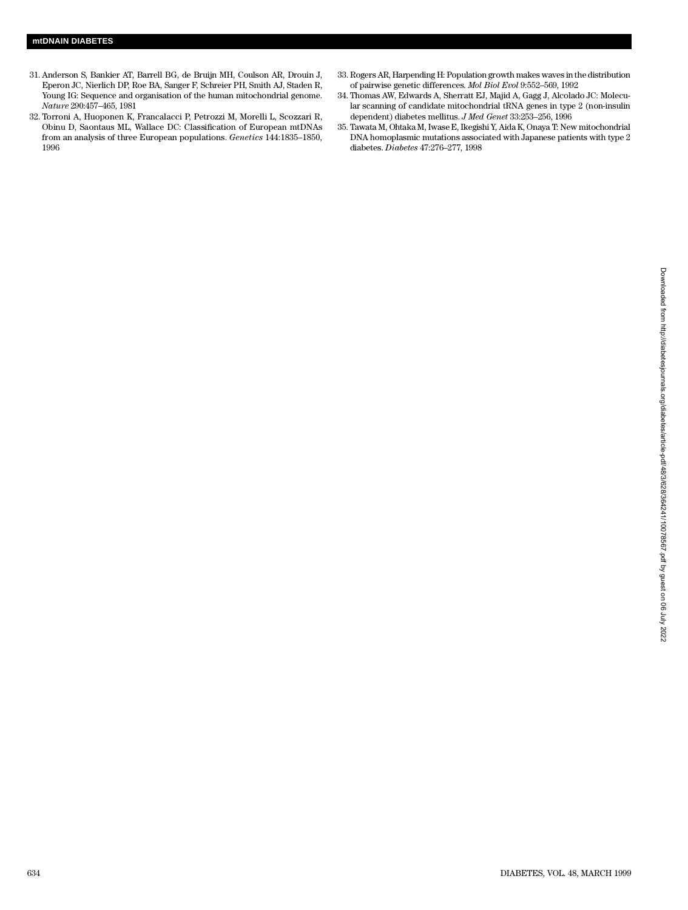31. Anderson S, Bankier AT, Barrell BG, de Bruijn MH, Coulson AR, Drouin J, Eperon JC, Nierlich DP, Roe BA, Sanger F, Schreier PH, Smith AJ, Staden R, Young IG: Sequence and organisation of the human mitochondrial genome. *Nature* 290:457–465, 1981
32. Torroni A, Huoponen K, Francalacci P, Petrozzi M, Morelli L, Scozzari R, Obinu D, Saontaus ML, Wallace DC: Classification of European mtDNAs from an analysis of three European populations. *Genetics* 144:1835–1850, 1996
33. Rogers AR, Harpending H: Population growth makes waves in the distribution of pairwise genetic differences. *Mol Biol Evol* 9:552–569, 1992
34. Thomas AW, Edwards A, Sherratt EJ, Majid A, Gagg J, Alcolado JC: Molecular scanning of candidate mitochondrial tRNA genes in type 2 (non-insulin dependent) diabetes mellitus. *J Med Genet* 33:253–256, 1996
35. Tawata M, Ohtaka M, Iwase E, Ikegishi Y, Aida K, Onaya T: New mitochondrial DNA homoplasmic mutations associated with Japanese patients with type 2 diabetes. *Diabetes* 47:276–277, 1998